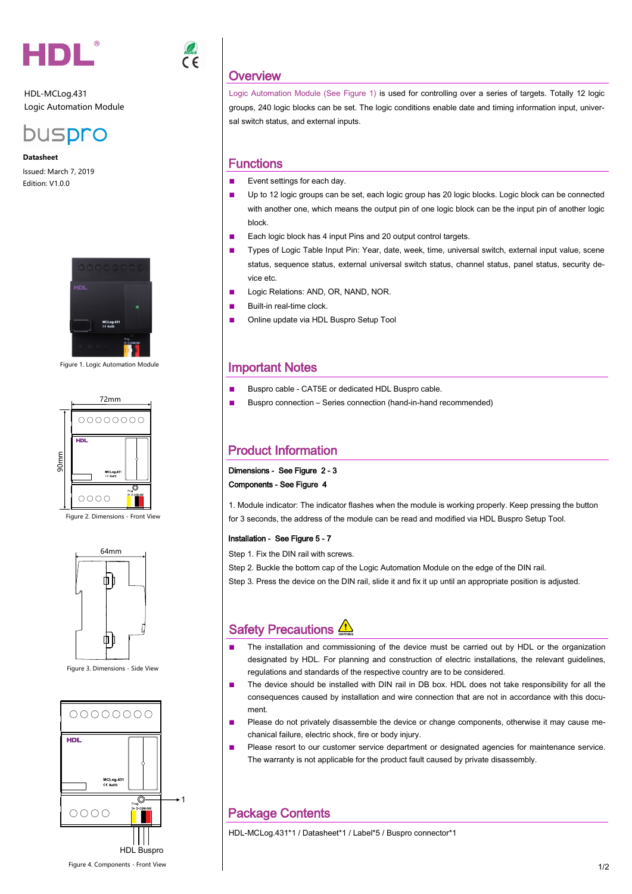HDL-MCLog.431

Logic Automation Module

buspro

**Datasheet**

Issued: March 7, 2019

Edition: V1.0.0

Figure 1. Logic Automation Module

Figure 2. Dimensions - Front View

Figure 3. Dimensions - Side View

Figure 4. Components - Front View

## Overview

Logic Automation Module (See Figure 1) is used for controlling over a series of targets. Totally 12 logic groups, 240 logic blocks can be set. The logic conditions enable date and timing information input, universal switch status, and external inputs.

## Functions

- Event settings for each day.
- Up to 12 logic groups can be set, each logic group has 20 logic blocks. Logic block can be connected with another one, which means the output pin of one logic block can be the input pin of another logic block.
- Each logic block has 4 input Pins and 20 output control targets.
- Types of Logic Table Input Pin: Year, date, week, time, universal switch, external input value, scene status, sequence status, external universal switch status, channel status, panel status, security device etc.
- Logic Relations: AND, OR, NAND, NOR.
- Built-in real-time clock.
- Online update via HDL Buspro Setup Tool

## Important Notes

- Buspro cable - CAT5E or dedicated HDL Buspro cable.
- Buspro connection – Series connection (hand-in-hand recommended)

## Product Information

**Dimensions - See Figure 2 - 3**

**Components - See Figure 4**

1. Module indicator: The indicator flashes when the module is working properly. Keep pressing the button for 3 seconds, the address of the module can be read and modified via HDL Buspro Setup Tool.

**Installation - See Figure 5 - 7**

Step 1. Fix the DIN rail with screws.

Step 2. Buckle the bottom cap of the Logic Automation Module on the edge of the DIN rail.

Step 3. Press the device on the DIN rail, slide it and fix it up until an appropriate position is adjusted.

## Safety Precautions

- The installation and commissioning of the device must be carried out by HDL or the organization designated by HDL. For planning and construction of electric installations, the relevant guidelines, regulations and standards of the respective country are to be considered.
- The device should be installed with DIN rail in DB box. HDL does not take responsibility for all the consequences caused by installation and wire connection that are not in accordance with this document.
- Please do not privately disassemble the device or change components, otherwise it may cause mechanical failure, electric shock, fire or body injury.
- Please resort to our customer service department or designated agencies for maintenance service. The warranty is not applicable for the product fault caused by private disassembly.

## Package Contents

HDL-MCLog.431*1 / Datasheet*1 / Label*5 / Buspro connector*1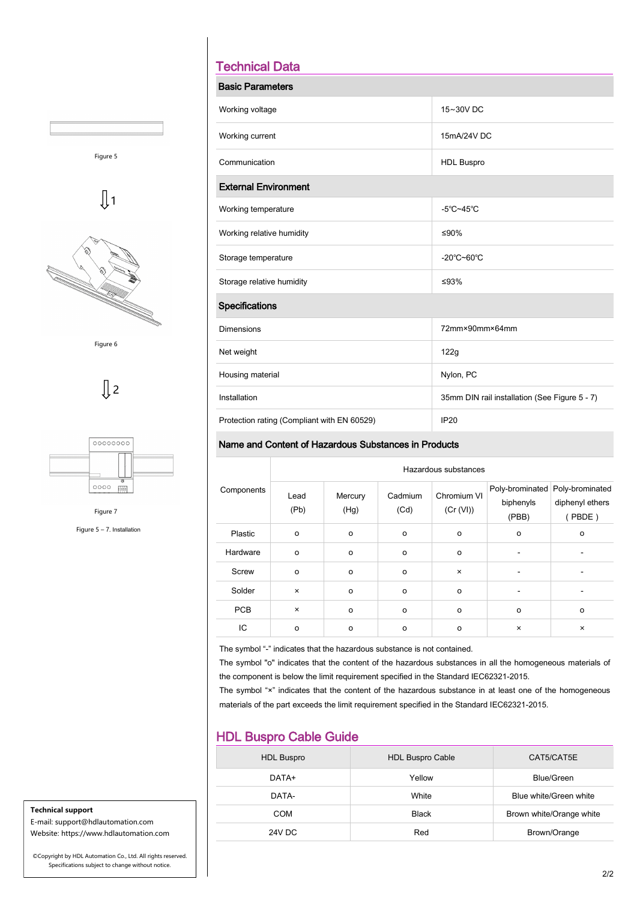Figure 5

1

Figure 6

2

Figure 7

Figure 5 – 7. Installation

## Technical Data

| | |
|---|---|
| **Basic Parameters** | |
| Working voltage | 15~30V DC |
| Working current | 15mA/24V DC |
| Communication | HDL Buspro |
| **External Environment** | |
| Working temperature | -5℃~45℃ |
| Working relative humidity | ≤90% |
| Storage temperature | -20℃~60℃ |
| Storage relative humidity | ≤93% |
| **Specifications** | |
| Dimensions | 72mm×90mm×64mm |
| Net weight | 122g |
| Housing material | Nylon, PC |
| Installation | 35mm DIN rail installation (See Figure 5 - 7) |
| Protection rating (Compliant with EN 60529) | IP20 |

### Name and Content of Hazardous Substances in Products

| Components | Hazardous substances | | | | | |
|---|---|---|---|---|---|---|
| | Lead (Pb) | Mercury (Hg) | Cadmium (Cd) | Chromium VI (Cr (VI)) | Poly-brominated biphenyls (PBB) | Poly-brominated diphenyl ethers ( PBDE ) |
| Plastic | o | o | o | o | o | o |
| Hardware | o | o | o | o | - | - |
| Screw | o | o | o | × | - | - |
| Solder | × | o | o | o | - | - |
| PCB | × | o | o | o | o | o |
| IC | o | o | o | o | × | × |

The symbol “-” indicates that the hazardous substance is not contained.

The symbol "o" indicates that the content of the hazardous substances in all the homogeneous materials of the component is below the limit requirement specified in the Standard IEC62321-2015.

The symbol “×” indicates that the content of the hazardous substance in at least one of the homogeneous materials of the part exceeds the limit requirement specified in the Standard IEC62321-2015.

## HDL Buspro Cable Guide

| HDL Buspro | HDL Buspro Cable | CAT5/CAT5E |
|---|---|---|
| DATA+ | Yellow | Blue/Green |
| DATA- | White | Blue white/Green white |
| COM | Black | Brown white/Orange white |
| 24V DC | Red | Brown/Orange |

**Technical support**

E-mail: support@hdlautomation.com

Website: https://www.hdlautomation.com

©Copyright by HDL Automation Co., Ltd. All rights reserved.
Specifications subject to change without notice.